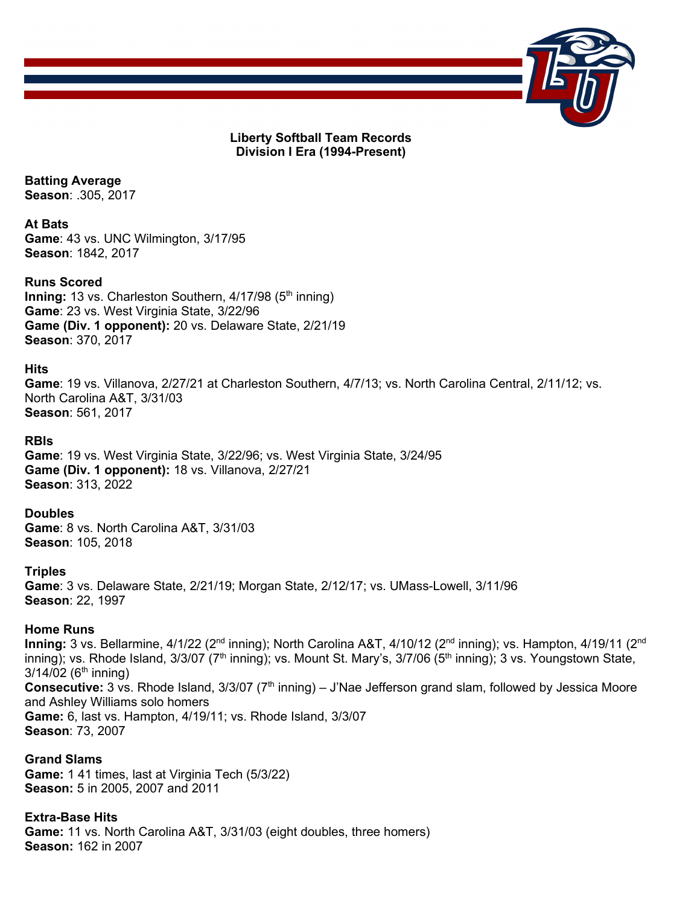**Liberty Softball Team Records**
**Division I Era (1994-Present)**

**Batting Average**
**Season**: .305, 2017

**At Bats**
**Game**: 43 vs. UNC Wilmington, 3/17/95
**Season**: 1842, 2017

**Runs Scored**
**Inning:** 13 vs. Charleston Southern, 4/17/98 (5th inning)
**Game**: 23 vs. West Virginia State, 3/22/96
**Game (Div. 1 opponent):** 20 vs. Delaware State, 2/21/19
**Season**: 370, 2017

**Hits**
**Game**: 19 vs. Villanova, 2/27/21 at Charleston Southern, 4/7/13; vs. North Carolina Central, 2/11/12; vs. North Carolina A&T, 3/31/03
**Season**: 561, 2017

**RBIs**
**Game**: 19 vs. West Virginia State, 3/22/96; vs. West Virginia State, 3/24/95
**Game (Div. 1 opponent):** 18 vs. Villanova, 2/27/21
**Season**: 313, 2022

**Doubles**
**Game**: 8 vs. North Carolina A&T, 3/31/03
**Season**: 105, 2018

**Triples**
**Game**: 3 vs. Delaware State, 2/21/19; Morgan State, 2/12/17; vs. UMass-Lowell, 3/11/96
**Season**: 22, 1997

**Home Runs**
**Inning:** 3 vs. Bellarmine, 4/1/22 (2nd inning); North Carolina A&T, 4/10/12 (2nd inning); vs. Hampton, 4/19/11 (2nd inning); vs. Rhode Island, 3/3/07 (7th inning); vs. Mount St. Mary's, 3/7/06 (5th inning); 3 vs. Youngstown State, 3/14/02 (6th inning)
**Consecutive:** 3 vs. Rhode Island, 3/3/07 (7th inning) – J'Nae Jefferson grand slam, followed by Jessica Moore and Ashley Williams solo homers
**Game:** 6, last vs. Hampton, 4/19/11; vs. Rhode Island, 3/3/07
**Season**: 73, 2007

**Grand Slams**
**Game:** 1 41 times, last at Virginia Tech (5/3/22)
**Season:** 5 in 2005, 2007 and 2011

**Extra-Base Hits**
**Game:** 11 vs. North Carolina A&T, 3/31/03 (eight doubles, three homers)
**Season:** 162 in 2007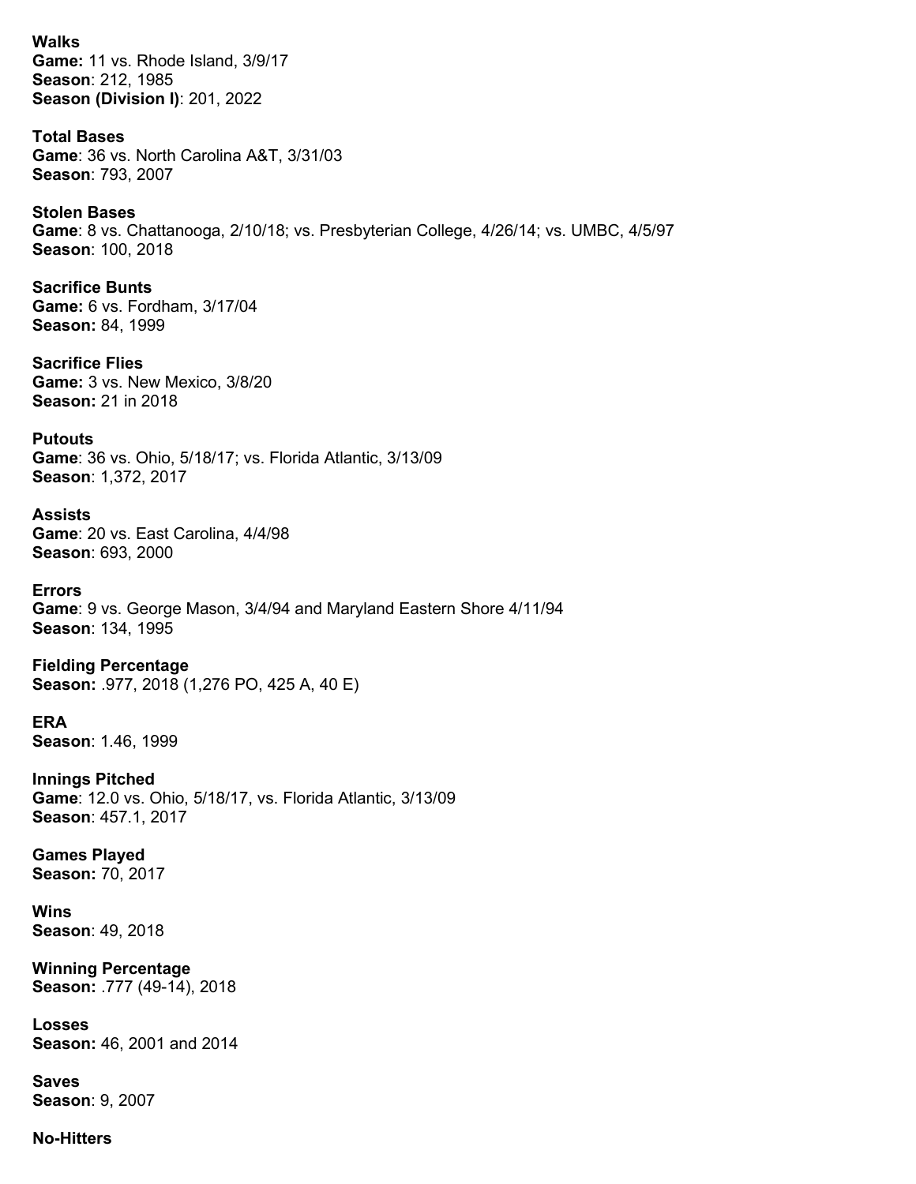**Walks**
**Game:** 11 vs. Rhode Island, 3/9/17
**Season**: 212, 1985
**Season (Division I)**: 201, 2022

**Total Bases**
**Game**: 36 vs. North Carolina A&T, 3/31/03
**Season**: 793, 2007

**Stolen Bases**
**Game**: 8 vs. Chattanooga, 2/10/18; vs. Presbyterian College, 4/26/14; vs. UMBC, 4/5/97
**Season**: 100, 2018

**Sacrifice Bunts**
**Game:** 6 vs. Fordham, 3/17/04
**Season:** 84, 1999

**Sacrifice Flies**
**Game:** 3 vs. New Mexico, 3/8/20
**Season:** 21 in 2018

**Putouts**
**Game**: 36 vs. Ohio, 5/18/17; vs. Florida Atlantic, 3/13/09
**Season**: 1,372, 2017

**Assists**
**Game**: 20 vs. East Carolina, 4/4/98
**Season**: 693, 2000

**Errors**
**Game**: 9 vs. George Mason, 3/4/94 and Maryland Eastern Shore 4/11/94
**Season**: 134, 1995

**Fielding Percentage**
**Season:** .977, 2018 (1,276 PO, 425 A, 40 E)

**ERA**
**Season**: 1.46, 1999

**Innings Pitched**
**Game**: 12.0 vs. Ohio, 5/18/17, vs. Florida Atlantic, 3/13/09
**Season**: 457.1, 2017

**Games Played**
**Season:** 70, 2017

**Wins**
**Season**: 49, 2018

**Winning Percentage**
**Season:** .777 (49-14), 2018

**Losses**
**Season:** 46, 2001 and 2014

**Saves**
**Season**: 9, 2007

**No-Hitters**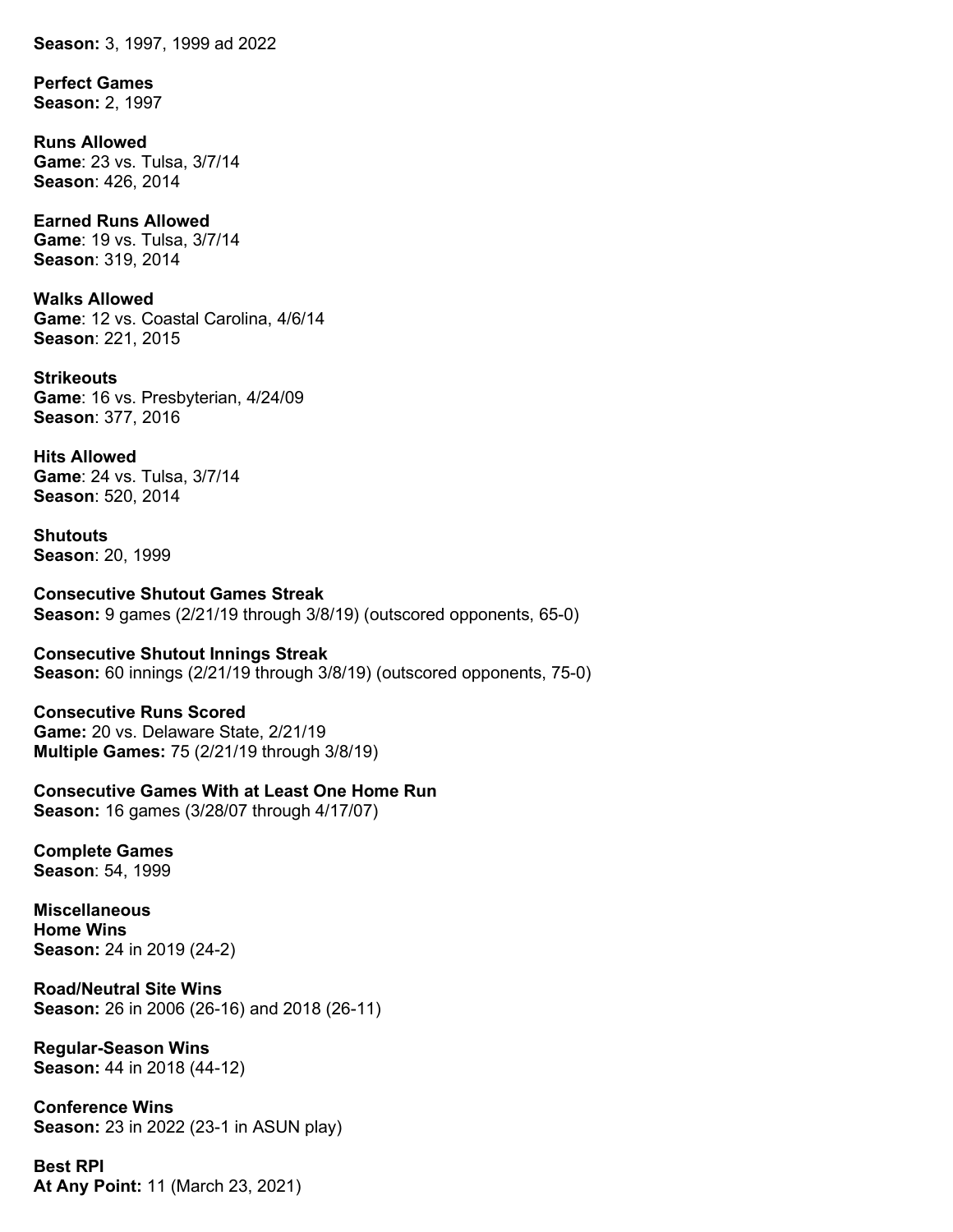**Season:** 3, 1997, 1999 ad 2022

**Perfect Games**
**Season:** 2, 1997

**Runs Allowed**
**Game**: 23 vs. Tulsa, 3/7/14
**Season**: 426, 2014

**Earned Runs Allowed**
**Game**: 19 vs. Tulsa, 3/7/14
**Season**: 319, 2014

**Walks Allowed**
**Game**: 12 vs. Coastal Carolina, 4/6/14
**Season**: 221, 2015

**Strikeouts**
**Game**: 16 vs. Presbyterian, 4/24/09
**Season**: 377, 2016

**Hits Allowed**
**Game**: 24 vs. Tulsa, 3/7/14
**Season**: 520, 2014

**Shutouts**
**Season**: 20, 1999

**Consecutive Shutout Games Streak**
**Season:** 9 games (2/21/19 through 3/8/19) (outscored opponents, 65-0)

**Consecutive Shutout Innings Streak**
**Season:** 60 innings (2/21/19 through 3/8/19) (outscored opponents, 75-0)

**Consecutive Runs Scored**
**Game:** 20 vs. Delaware State, 2/21/19
**Multiple Games:** 75 (2/21/19 through 3/8/19)

**Consecutive Games With at Least One Home Run**
**Season:** 16 games (3/28/07 through 4/17/07)

**Complete Games**
**Season**: 54, 1999

**Miscellaneous**
**Home Wins**
**Season:** 24 in 2019 (24-2)

**Road/Neutral Site Wins**
**Season:** 26 in 2006 (26-16) and 2018 (26-11)

**Regular-Season Wins**
**Season:** 44 in 2018 (44-12)

**Conference Wins**
**Season:** 23 in 2022 (23-1 in ASUN play)

**Best RPI**
**At Any Point:** 11 (March 23, 2021)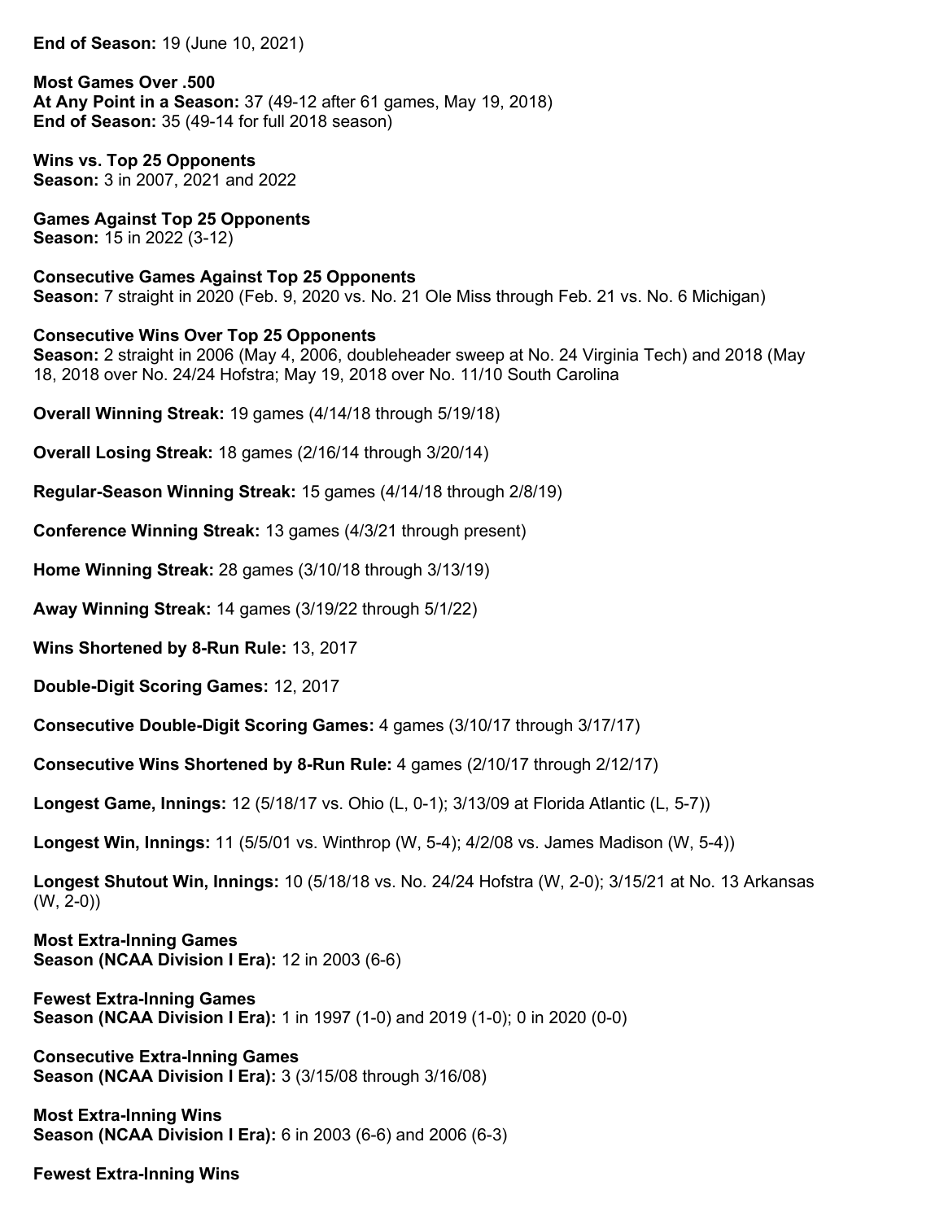**End of Season:** 19 (June 10, 2021)

**Most Games Over .500**
**At Any Point in a Season:** 37 (49-12 after 61 games, May 19, 2018)
**End of Season:** 35 (49-14 for full 2018 season)

**Wins vs. Top 25 Opponents**
**Season:** 3 in 2007, 2021 and 2022

**Games Against Top 25 Opponents**
**Season:** 15 in 2022 (3-12)

**Consecutive Games Against Top 25 Opponents**
**Season:** 7 straight in 2020 (Feb. 9, 2020 vs. No. 21 Ole Miss through Feb. 21 vs. No. 6 Michigan)

**Consecutive Wins Over Top 25 Opponents**
**Season:** 2 straight in 2006 (May 4, 2006, doubleheader sweep at No. 24 Virginia Tech) and 2018 (May 18, 2018 over No. 24/24 Hofstra; May 19, 2018 over No. 11/10 South Carolina

**Overall Winning Streak:** 19 games (4/14/18 through 5/19/18)

**Overall Losing Streak:** 18 games (2/16/14 through 3/20/14)

**Regular-Season Winning Streak:** 15 games (4/14/18 through 2/8/19)

**Conference Winning Streak:** 13 games (4/3/21 through present)

**Home Winning Streak:** 28 games (3/10/18 through 3/13/19)

**Away Winning Streak:** 14 games (3/19/22 through 5/1/22)

**Wins Shortened by 8-Run Rule:** 13, 2017

**Double-Digit Scoring Games:** 12, 2017

**Consecutive Double-Digit Scoring Games:** 4 games (3/10/17 through 3/17/17)

**Consecutive Wins Shortened by 8-Run Rule:** 4 games (2/10/17 through 2/12/17)

**Longest Game, Innings:** 12 (5/18/17 vs. Ohio (L, 0-1); 3/13/09 at Florida Atlantic (L, 5-7))

**Longest Win, Innings:** 11 (5/5/01 vs. Winthrop (W, 5-4); 4/2/08 vs. James Madison (W, 5-4))

**Longest Shutout Win, Innings:** 10 (5/18/18 vs. No. 24/24 Hofstra (W, 2-0); 3/15/21 at No. 13 Arkansas (W, 2-0))

**Most Extra-Inning Games**
**Season (NCAA Division I Era):** 12 in 2003 (6-6)

**Fewest Extra-Inning Games**
**Season (NCAA Division I Era):** 1 in 1997 (1-0) and 2019 (1-0); 0 in 2020 (0-0)

**Consecutive Extra-Inning Games**
**Season (NCAA Division I Era):** 3 (3/15/08 through 3/16/08)

**Most Extra-Inning Wins**
**Season (NCAA Division I Era):** 6 in 2003 (6-6) and 2006 (6-3)

**Fewest Extra-Inning Wins**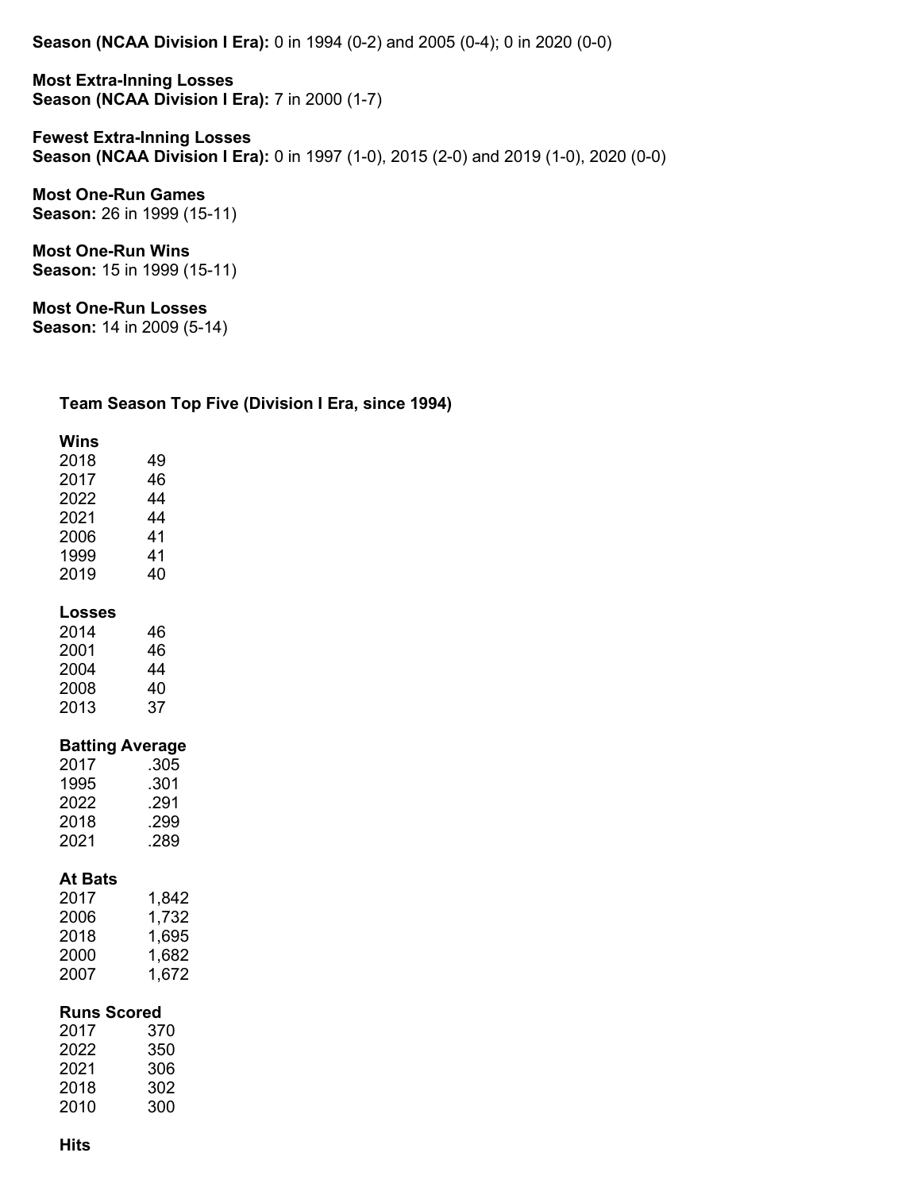**Season (NCAA Division I Era):** 0 in 1994 (0-2) and 2005 (0-4); 0 in 2020 (0-0)

**Most Extra-Inning Losses**
**Season (NCAA Division I Era):** 7 in 2000 (1-7)

**Fewest Extra-Inning Losses**
**Season (NCAA Division I Era):** 0 in 1997 (1-0), 2015 (2-0) and 2019 (1-0), 2020 (0-0)

**Most One-Run Games**
**Season:** 26 in 1999 (15-11)

**Most One-Run Wins**
**Season:** 15 in 1999 (15-11)

**Most One-Run Losses**
**Season:** 14 in 2009 (5-14)

## Team Season Top Five (Division I Era, since 1994)

**Wins**

| | |
|---|---|
| 2018 | 49 |
| 2017 | 46 |
| 2022 | 44 |
| 2021 | 44 |
| 2006 | 41 |
| 1999 | 41 |
| 2019 | 40 |

**Losses**

| | |
|---|---|
| 2014 | 46 |
| 2001 | 46 |
| 2004 | 44 |
| 2008 | 40 |
| 2013 | 37 |

**Batting Average**

| | |
|---|---|
| 2017 | .305 |
| 1995 | .301 |
| 2022 | .291 |
| 2018 | .299 |
| 2021 | .289 |

**At Bats**

| | |
|---|---|
| 2017 | 1,842 |
| 2006 | 1,732 |
| 2018 | 1,695 |
| 2000 | 1,682 |
| 2007 | 1,672 |

**Runs Scored**

| | |
|---|---|
| 2017 | 370 |
| 2022 | 350 |
| 2021 | 306 |
| 2018 | 302 |
| 2010 | 300 |

**Hits**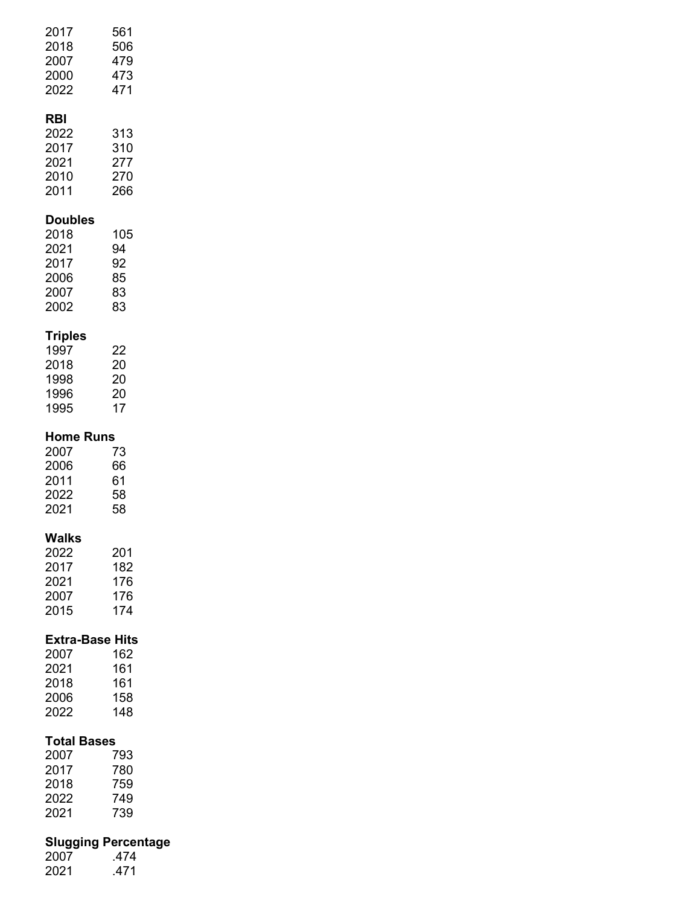| | |
|---|---|
| 2017 | 561 |
| 2018 | 506 |
| 2007 | 479 |
| 2000 | 473 |
| 2022 | 471 |

**RBI**

| | |
|---|---|
| 2022 | 313 |
| 2017 | 310 |
| 2021 | 277 |
| 2010 | 270 |
| 2011 | 266 |

**Doubles**

| | |
|---|---|
| 2018 | 105 |
| 2021 | 94 |
| 2017 | 92 |
| 2006 | 85 |
| 2007 | 83 |
| 2002 | 83 |

**Triples**

| | |
|---|---|
| 1997 | 22 |
| 2018 | 20 |
| 1998 | 20 |
| 1996 | 20 |
| 1995 | 17 |

**Home Runs**

| | |
|---|---|
| 2007 | 73 |
| 2006 | 66 |
| 2011 | 61 |
| 2022 | 58 |
| 2021 | 58 |

**Walks**

| | |
|---|---|
| 2022 | 201 |
| 2017 | 182 |
| 2021 | 176 |
| 2007 | 176 |
| 2015 | 174 |

**Extra-Base Hits**

| | |
|---|---|
| 2007 | 162 |
| 2021 | 161 |
| 2018 | 161 |
| 2006 | 158 |
| 2022 | 148 |

**Total Bases**

| | |
|---|---|
| 2007 | 793 |
| 2017 | 780 |
| 2018 | 759 |
| 2022 | 749 |
| 2021 | 739 |

**Slugging Percentage**

| | |
|---|---|
| 2007 | .474 |
| 2021 | .471 |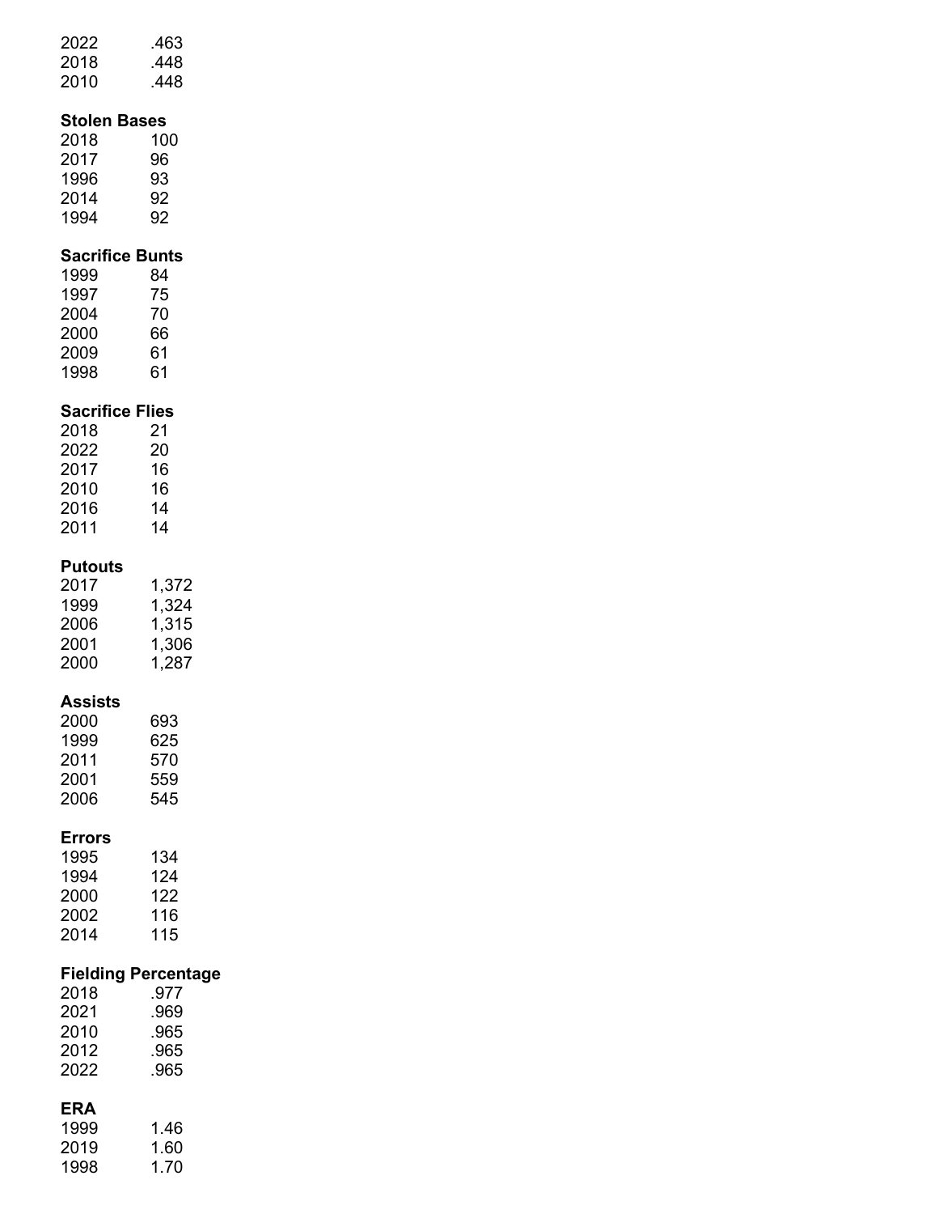| | |
|---|---|
| 2022 | .463 |
| 2018 | .448 |
| 2010 | .448 |

**Stolen Bases**

| | |
|---|---|
| 2018 | 100 |
| 2017 | 96 |
| 1996 | 93 |
| 2014 | 92 |
| 1994 | 92 |

**Sacrifice Bunts**

| | |
|---|---|
| 1999 | 84 |
| 1997 | 75 |
| 2004 | 70 |
| 2000 | 66 |
| 2009 | 61 |
| 1998 | 61 |

**Sacrifice Flies**

| | |
|---|---|
| 2018 | 21 |
| 2022 | 20 |
| 2017 | 16 |
| 2010 | 16 |
| 2016 | 14 |
| 2011 | 14 |

**Putouts**

| | |
|---|---|
| 2017 | 1,372 |
| 1999 | 1,324 |
| 2006 | 1,315 |
| 2001 | 1,306 |
| 2000 | 1,287 |

**Assists**

| | |
|---|---|
| 2000 | 693 |
| 1999 | 625 |
| 2011 | 570 |
| 2001 | 559 |
| 2006 | 545 |

**Errors**

| | |
|---|---|
| 1995 | 134 |
| 1994 | 124 |
| 2000 | 122 |
| 2002 | 116 |
| 2014 | 115 |

**Fielding Percentage**

| | |
|---|---|
| 2018 | .977 |
| 2021 | .969 |
| 2010 | .965 |
| 2012 | .965 |
| 2022 | .965 |

**ERA**

| | |
|---|---|
| 1999 | 1.46 |
| 2019 | 1.60 |
| 1998 | 1.70 |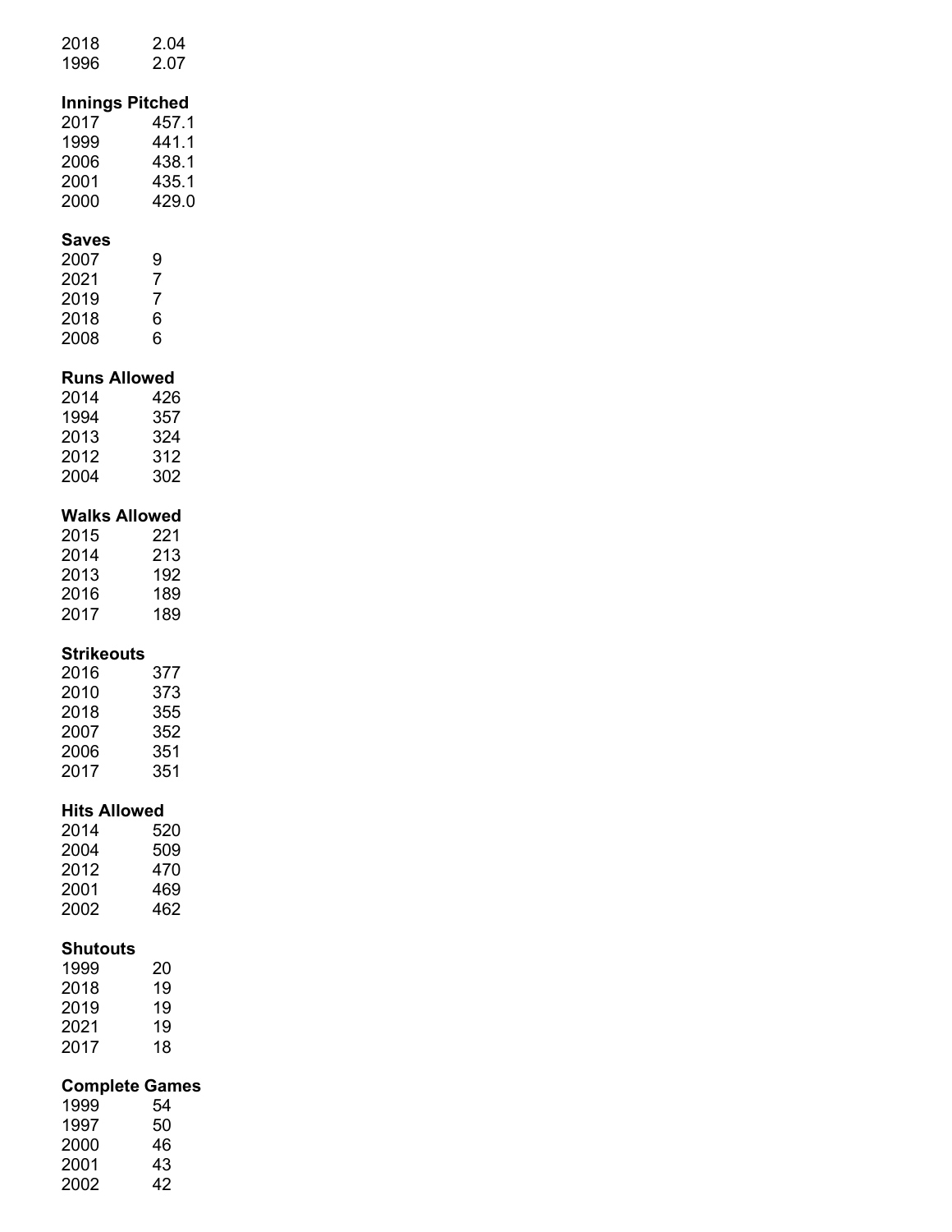| | |
|---|---|
| 2018 | 2.04 |
| 1996 | 2.07 |

**Innings Pitched**

| | |
|---|---|
| 2017 | 457.1 |
| 1999 | 441.1 |
| 2006 | 438.1 |
| 2001 | 435.1 |
| 2000 | 429.0 |

**Saves**

| | |
|---|---|
| 2007 | 9 |
| 2021 | 7 |
| 2019 | 7 |
| 2018 | 6 |
| 2008 | 6 |

**Runs Allowed**

| | |
|---|---|
| 2014 | 426 |
| 1994 | 357 |
| 2013 | 324 |
| 2012 | 312 |
| 2004 | 302 |

**Walks Allowed**

| | |
|---|---|
| 2015 | 221 |
| 2014 | 213 |
| 2013 | 192 |
| 2016 | 189 |
| 2017 | 189 |

**Strikeouts**

| | |
|---|---|
| 2016 | 377 |
| 2010 | 373 |
| 2018 | 355 |
| 2007 | 352 |
| 2006 | 351 |
| 2017 | 351 |

**Hits Allowed**

| | |
|---|---|
| 2014 | 520 |
| 2004 | 509 |
| 2012 | 470 |
| 2001 | 469 |
| 2002 | 462 |

**Shutouts**

| | |
|---|---|
| 1999 | 20 |
| 2018 | 19 |
| 2019 | 19 |
| 2021 | 19 |
| 2017 | 18 |

**Complete Games**

| | |
|---|---|
| 1999 | 54 |
| 1997 | 50 |
| 2000 | 46 |
| 2001 | 43 |
| 2002 | 42 |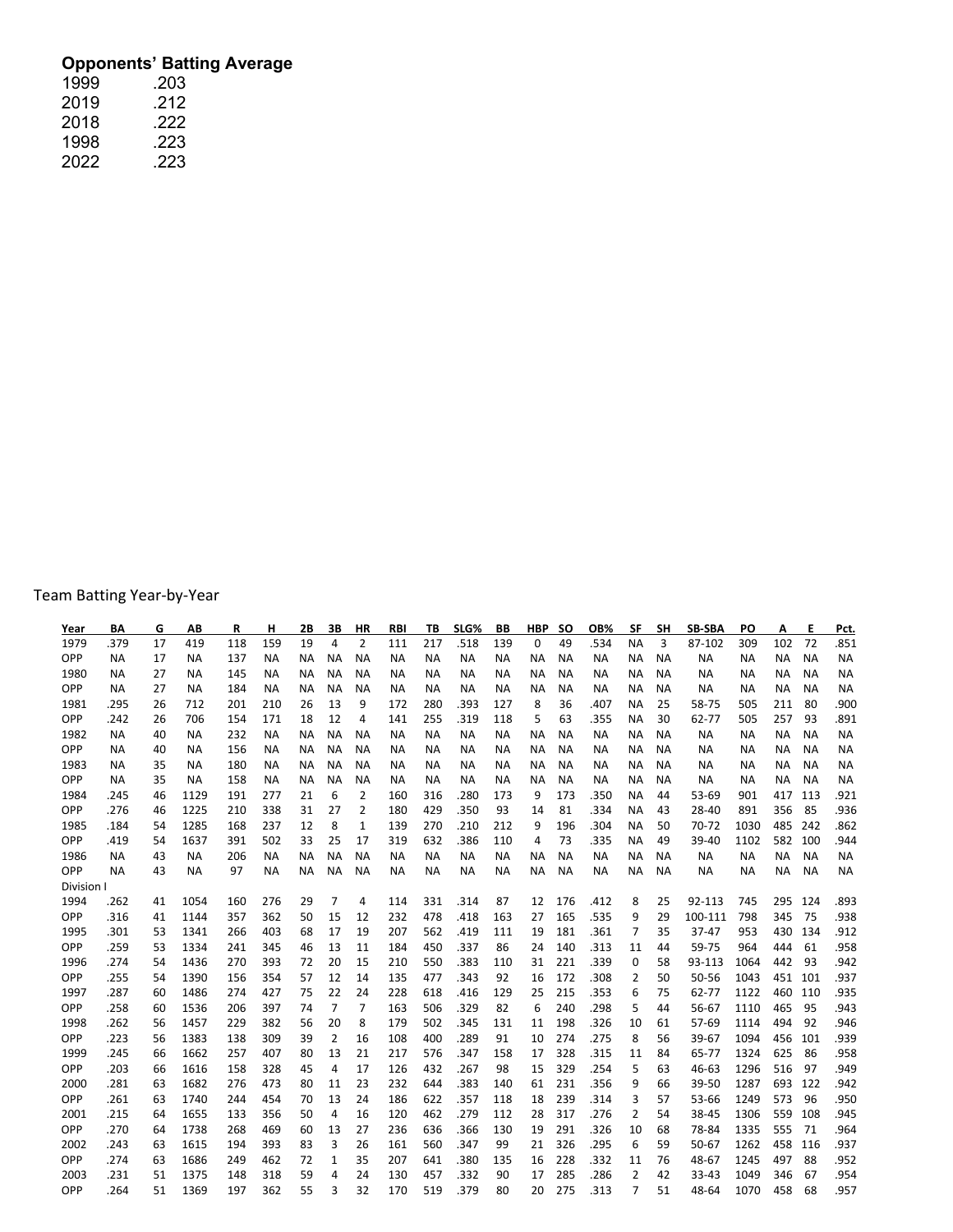**Opponents' Batting Average**

| | |
|---|---|
| 1999 | .203 |
| 2019 | .212 |
| 2018 | .222 |
| 1998 | .223 |
| 2022 | .223 |

Team Batting Year-by-Year

| Year | BA | G | AB | R | H | 2B | 3B | HR | RBI | TB | SLG% | BB | HBP | SO | OB% | SF | SH | SB-SBA | PO | A | E | Pct. |
|---|---|---|---|---|---|---|---|---|---|---|---|---|---|---|---|---|---|---|---|---|---|---|
| 1979 | .379 | 17 | 419 | 118 | 159 | 19 | 4 | 2 | 111 | 217 | .518 | 139 | 0 | 49 | .534 | NA | 3 | 87-102 | 309 | 102 | 72 | .851 |
| OPP | NA | 17 | NA | 137 | NA | NA | NA | NA | NA | NA | NA | NA | NA | NA | NA | NA | NA | NA | NA | NA | NA | NA |
| 1980 | NA | 27 | NA | 145 | NA | NA | NA | NA | NA | NA | NA | NA | NA | NA | NA | NA | NA | NA | NA | NA | NA | NA |
| OPP | NA | 27 | NA | 184 | NA | NA | NA | NA | NA | NA | NA | NA | NA | NA | NA | NA | NA | NA | NA | NA | NA | NA |
| 1981 | .295 | 26 | 712 | 201 | 210 | 26 | 13 | 9 | 172 | 280 | .393 | 127 | 8 | 36 | .407 | NA | 25 | 58-75 | 505 | 211 | 80 | .900 |
| OPP | .242 | 26 | 706 | 154 | 171 | 18 | 12 | 4 | 141 | 255 | .319 | 118 | 5 | 63 | .355 | NA | 30 | 62-77 | 505 | 257 | 93 | .891 |
| 1982 | NA | 40 | NA | 232 | NA | NA | NA | NA | NA | NA | NA | NA | NA | NA | NA | NA | NA | NA | NA | NA | NA | NA |
| OPP | NA | 40 | NA | 156 | NA | NA | NA | NA | NA | NA | NA | NA | NA | NA | NA | NA | NA | NA | NA | NA | NA | NA |
| 1983 | NA | 35 | NA | 180 | NA | NA | NA | NA | NA | NA | NA | NA | NA | NA | NA | NA | NA | NA | NA | NA | NA | NA |
| OPP | NA | 35 | NA | 158 | NA | NA | NA | NA | NA | NA | NA | NA | NA | NA | NA | NA | NA | NA | NA | NA | NA | NA |
| 1984 | .245 | 46 | 1129 | 191 | 277 | 21 | 6 | 2 | 160 | 316 | .280 | 173 | 9 | 173 | .350 | NA | 44 | 53-69 | 901 | 417 | 113 | .921 |
| OPP | .276 | 46 | 1225 | 210 | 338 | 31 | 27 | 2 | 180 | 429 | .350 | 93 | 14 | 81 | .334 | NA | 43 | 28-40 | 891 | 356 | 85 | .936 |
| 1985 | .184 | 54 | 1285 | 168 | 237 | 12 | 8 | 1 | 139 | 270 | .210 | 212 | 9 | 196 | .304 | NA | 50 | 70-72 | 1030 | 485 | 242 | .862 |
| OPP | .419 | 54 | 1637 | 391 | 502 | 33 | 25 | 17 | 319 | 632 | .386 | 110 | 4 | 73 | .335 | NA | 49 | 39-40 | 1102 | 582 | 100 | .944 |
| 1986 | NA | 43 | NA | 206 | NA | NA | NA | NA | NA | NA | NA | NA | NA | NA | NA | NA | NA | NA | NA | NA | NA | NA |
| OPP | NA | 43 | NA | 97 | NA | NA | NA | NA | NA | NA | NA | NA | NA | NA | NA | NA | NA | NA | NA | NA | NA | NA |
| Division I | | | | | | | | | | | | | | | | | | | | | | |
| 1994 | .262 | 41 | 1054 | 160 | 276 | 29 | 7 | 4 | 114 | 331 | .314 | 87 | 12 | 176 | .412 | 8 | 25 | 92-113 | 745 | 295 | 124 | .893 |
| OPP | .316 | 41 | 1144 | 357 | 362 | 50 | 15 | 12 | 232 | 478 | .418 | 163 | 27 | 165 | .535 | 9 | 29 | 100-111 | 798 | 345 | 75 | .938 |
| 1995 | .301 | 53 | 1341 | 266 | 403 | 68 | 17 | 19 | 207 | 562 | .419 | 111 | 19 | 181 | .361 | 7 | 35 | 37-47 | 953 | 430 | 134 | .912 |
| OPP | .259 | 53 | 1334 | 241 | 345 | 46 | 13 | 11 | 184 | 450 | .337 | 86 | 24 | 140 | .313 | 11 | 44 | 59-75 | 964 | 444 | 61 | .958 |
| 1996 | .274 | 54 | 1436 | 270 | 393 | 72 | 20 | 15 | 210 | 550 | .383 | 110 | 31 | 221 | .339 | 0 | 58 | 93-113 | 1064 | 442 | 93 | .942 |
| OPP | .255 | 54 | 1390 | 156 | 354 | 57 | 12 | 14 | 135 | 477 | .343 | 92 | 16 | 172 | .308 | 2 | 50 | 50-56 | 1043 | 451 | 101 | .937 |
| 1997 | .287 | 60 | 1486 | 274 | 427 | 75 | 22 | 24 | 228 | 618 | .416 | 129 | 25 | 215 | .353 | 6 | 75 | 62-77 | 1122 | 460 | 110 | .935 |
| OPP | .258 | 60 | 1536 | 206 | 397 | 74 | 7 | 7 | 163 | 506 | .329 | 82 | 6 | 240 | .298 | 5 | 44 | 56-67 | 1110 | 465 | 95 | .943 |
| 1998 | .262 | 56 | 1457 | 229 | 382 | 56 | 20 | 8 | 179 | 502 | .345 | 131 | 11 | 198 | .326 | 10 | 61 | 57-69 | 1114 | 494 | 92 | .946 |
| OPP | .223 | 56 | 1383 | 138 | 309 | 39 | 2 | 16 | 108 | 400 | .289 | 91 | 10 | 274 | .275 | 8 | 56 | 39-67 | 1094 | 456 | 101 | .939 |
| 1999 | .245 | 66 | 1662 | 257 | 407 | 80 | 13 | 21 | 217 | 576 | .347 | 158 | 17 | 328 | .315 | 11 | 84 | 65-77 | 1324 | 625 | 86 | .958 |
| OPP | .203 | 66 | 1616 | 158 | 328 | 45 | 4 | 17 | 126 | 432 | .267 | 98 | 15 | 329 | .254 | 5 | 63 | 46-63 | 1296 | 516 | 97 | .949 |
| 2000 | .281 | 63 | 1682 | 276 | 473 | 80 | 11 | 23 | 232 | 644 | .383 | 140 | 61 | 231 | .356 | 9 | 66 | 39-50 | 1287 | 693 | 122 | .942 |
| OPP | .261 | 63 | 1740 | 244 | 454 | 70 | 13 | 24 | 186 | 622 | .357 | 118 | 18 | 239 | .314 | 3 | 57 | 53-66 | 1249 | 573 | 96 | .950 |
| 2001 | .215 | 64 | 1655 | 133 | 356 | 50 | 4 | 16 | 120 | 462 | .279 | 112 | 28 | 317 | .276 | 2 | 54 | 38-45 | 1306 | 559 | 108 | .945 |
| OPP | .270 | 64 | 1738 | 268 | 469 | 60 | 13 | 27 | 236 | 636 | .366 | 130 | 19 | 291 | .326 | 10 | 68 | 78-84 | 1335 | 555 | 71 | .964 |
| 2002 | .243 | 63 | 1615 | 194 | 393 | 83 | 3 | 26 | 161 | 560 | .347 | 99 | 21 | 326 | .295 | 6 | 59 | 50-67 | 1262 | 458 | 116 | .937 |
| OPP | .274 | 63 | 1686 | 249 | 462 | 72 | 1 | 35 | 207 | 641 | .380 | 135 | 16 | 228 | .332 | 11 | 76 | 48-67 | 1245 | 497 | 88 | .952 |
| 2003 | .231 | 51 | 1375 | 148 | 318 | 59 | 4 | 24 | 130 | 457 | .332 | 90 | 17 | 285 | .286 | 2 | 42 | 33-43 | 1049 | 346 | 67 | .954 |
| OPP | .264 | 51 | 1369 | 197 | 362 | 55 | 3 | 32 | 170 | 519 | .379 | 80 | 20 | 275 | .313 | 7 | 51 | 48-64 | 1070 | 458 | 68 | .957 |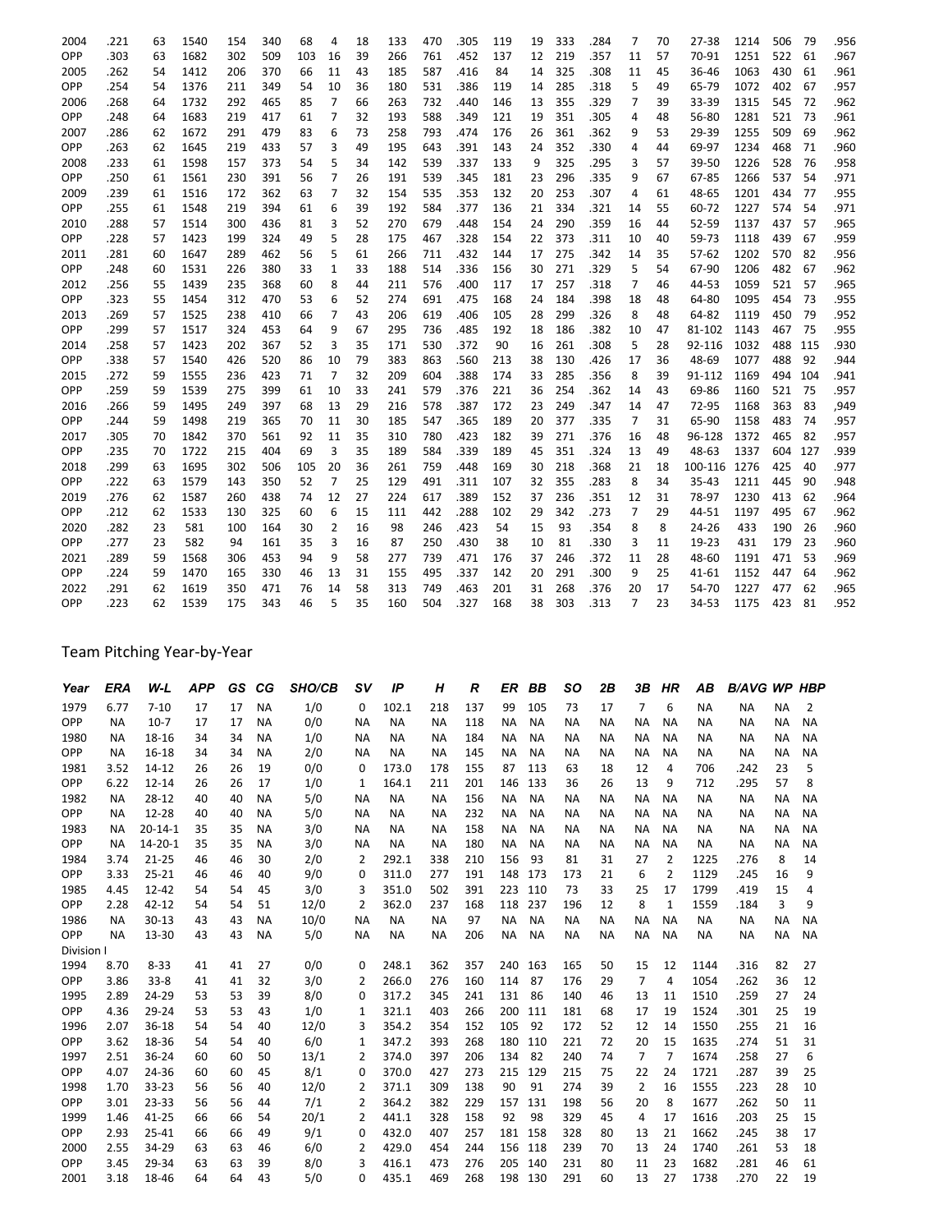| 2004 | .221 | 63 | 1540 | 154 | 340 | 68 | 4 | 18 | 133 | 470 | .305 | 119 | 19 | 333 | .284 | 7 | 70 | 27-38 | 1214 | 506 | 79 | .956 |
|---|---|---|---|---|---|---|---|---|---|---|---|---|---|---|---|---|---|---|---|---|---|---|
| OPP | .303 | 63 | 1682 | 302 | 509 | 103 | 16 | 39 | 266 | 761 | .452 | 137 | 12 | 219 | .357 | 11 | 57 | 70-91 | 1251 | 522 | 61 | .967 |
| 2005 | .262 | 54 | 1412 | 206 | 370 | 66 | 11 | 43 | 185 | 587 | .416 | 84 | 14 | 325 | .308 | 11 | 45 | 36-46 | 1063 | 430 | 61 | .961 |
| OPP | .254 | 54 | 1376 | 211 | 349 | 54 | 10 | 36 | 180 | 531 | .386 | 119 | 14 | 285 | .318 | 5 | 49 | 65-79 | 1072 | 402 | 67 | .957 |
| 2006 | .268 | 64 | 1732 | 292 | 465 | 85 | 7 | 66 | 263 | 732 | .440 | 146 | 13 | 355 | .329 | 7 | 39 | 33-39 | 1315 | 545 | 72 | .962 |
| OPP | .248 | 64 | 1683 | 219 | 417 | 61 | 7 | 32 | 193 | 588 | .349 | 121 | 19 | 351 | .305 | 4 | 48 | 56-80 | 1281 | 521 | 73 | .961 |
| 2007 | .286 | 62 | 1672 | 291 | 479 | 83 | 6 | 73 | 258 | 793 | .474 | 176 | 26 | 361 | .362 | 9 | 53 | 29-39 | 1255 | 509 | 69 | .962 |
| OPP | .263 | 62 | 1645 | 219 | 433 | 57 | 3 | 49 | 195 | 643 | .391 | 143 | 24 | 352 | .330 | 4 | 44 | 69-97 | 1234 | 468 | 71 | .960 |
| 2008 | .233 | 61 | 1598 | 157 | 373 | 54 | 5 | 34 | 142 | 539 | .337 | 133 | 9 | 325 | .295 | 3 | 57 | 39-50 | 1226 | 528 | 76 | .958 |
| OPP | .250 | 61 | 1561 | 230 | 391 | 56 | 7 | 26 | 191 | 539 | .345 | 181 | 23 | 296 | .335 | 9 | 67 | 67-85 | 1266 | 537 | 54 | .971 |
| 2009 | .239 | 61 | 1516 | 172 | 362 | 63 | 7 | 32 | 154 | 535 | .353 | 132 | 20 | 253 | .307 | 4 | 61 | 48-65 | 1201 | 434 | 77 | .955 |
| OPP | .255 | 61 | 1548 | 219 | 394 | 61 | 6 | 39 | 192 | 584 | .377 | 136 | 21 | 334 | .321 | 14 | 55 | 60-72 | 1227 | 574 | 54 | .971 |
| 2010 | .288 | 57 | 1514 | 300 | 436 | 81 | 3 | 52 | 270 | 679 | .448 | 154 | 24 | 290 | .359 | 16 | 44 | 52-59 | 1137 | 437 | 57 | .965 |
| OPP | .228 | 57 | 1423 | 199 | 324 | 49 | 5 | 28 | 175 | 467 | .328 | 154 | 22 | 373 | .311 | 10 | 40 | 59-73 | 1118 | 439 | 67 | .959 |
| 2011 | .281 | 60 | 1647 | 289 | 462 | 56 | 5 | 61 | 266 | 711 | .432 | 144 | 17 | 275 | .342 | 14 | 35 | 57-62 | 1202 | 570 | 82 | .956 |
| OPP | .248 | 60 | 1531 | 226 | 380 | 33 | 1 | 33 | 188 | 514 | .336 | 156 | 30 | 271 | .329 | 5 | 54 | 67-90 | 1206 | 482 | 67 | .962 |
| 2012 | .256 | 55 | 1439 | 235 | 368 | 60 | 8 | 44 | 211 | 576 | .400 | 117 | 17 | 257 | .318 | 7 | 46 | 44-53 | 1059 | 521 | 57 | .965 |
| OPP | .323 | 55 | 1454 | 312 | 470 | 53 | 6 | 52 | 274 | 691 | .475 | 168 | 24 | 184 | .398 | 18 | 48 | 64-80 | 1095 | 454 | 73 | .955 |
| 2013 | .269 | 57 | 1525 | 238 | 410 | 66 | 7 | 43 | 206 | 619 | .406 | 105 | 28 | 299 | .326 | 8 | 48 | 64-82 | 1119 | 450 | 79 | .952 |
| OPP | .299 | 57 | 1517 | 324 | 453 | 64 | 9 | 67 | 295 | 736 | .485 | 192 | 18 | 186 | .382 | 10 | 47 | 81-102 | 1143 | 467 | 75 | .955 |
| 2014 | .258 | 57 | 1423 | 202 | 367 | 52 | 3 | 35 | 171 | 530 | .372 | 90 | 16 | 261 | .308 | 5 | 28 | 92-116 | 1032 | 488 | 115 | .930 |
| OPP | .338 | 57 | 1540 | 426 | 520 | 86 | 10 | 79 | 383 | 863 | .560 | 213 | 38 | 130 | .426 | 17 | 36 | 48-69 | 1077 | 488 | 92 | .944 |
| 2015 | .272 | 59 | 1555 | 236 | 423 | 71 | 7 | 32 | 209 | 604 | .388 | 174 | 33 | 285 | .356 | 8 | 39 | 91-112 | 1169 | 494 | 104 | .941 |
| OPP | .259 | 59 | 1539 | 275 | 399 | 61 | 10 | 33 | 241 | 579 | .376 | 221 | 36 | 254 | .362 | 14 | 43 | 69-86 | 1160 | 521 | 75 | .957 |
| 2016 | .266 | 59 | 1495 | 249 | 397 | 68 | 13 | 29 | 216 | 578 | .387 | 172 | 23 | 249 | .347 | 14 | 47 | 72-95 | 1168 | 363 | 83 | ,949 |
| OPP | .244 | 59 | 1498 | 219 | 365 | 70 | 11 | 30 | 185 | 547 | .365 | 189 | 20 | 377 | .335 | 7 | 31 | 65-90 | 1158 | 483 | 74 | .957 |
| 2017 | .305 | 70 | 1842 | 370 | 561 | 92 | 11 | 35 | 310 | 780 | .423 | 182 | 39 | 271 | .376 | 16 | 48 | 96-128 | 1372 | 465 | 82 | .957 |
| OPP | .235 | 70 | 1722 | 215 | 404 | 69 | 3 | 35 | 189 | 584 | .339 | 189 | 45 | 351 | .324 | 13 | 49 | 48-63 | 1337 | 604 | 127 | .939 |
| 2018 | .299 | 63 | 1695 | 302 | 506 | 105 | 20 | 36 | 261 | 759 | .448 | 169 | 30 | 218 | .368 | 21 | 18 | 100-116 | 1276 | 425 | 40 | .977 |
| OPP | .222 | 63 | 1579 | 143 | 350 | 52 | 7 | 25 | 129 | 491 | .311 | 107 | 32 | 355 | .283 | 8 | 34 | 35-43 | 1211 | 445 | 90 | .948 |
| 2019 | .276 | 62 | 1587 | 260 | 438 | 74 | 12 | 27 | 224 | 617 | .389 | 152 | 37 | 236 | .351 | 12 | 31 | 78-97 | 1230 | 413 | 62 | .964 |
| OPP | .212 | 62 | 1533 | 130 | 325 | 60 | 6 | 15 | 111 | 442 | .288 | 102 | 29 | 342 | .273 | 7 | 29 | 44-51 | 1197 | 495 | 67 | .962 |
| 2020 | .282 | 23 | 581 | 100 | 164 | 30 | 2 | 16 | 98 | 246 | .423 | 54 | 15 | 93 | .354 | 8 | 8 | 24-26 | 433 | 190 | 26 | .960 |
| OPP | .277 | 23 | 582 | 94 | 161 | 35 | 3 | 16 | 87 | 250 | .430 | 38 | 10 | 81 | .330 | 3 | 11 | 19-23 | 431 | 179 | 23 | .960 |
| 2021 | .289 | 59 | 1568 | 306 | 453 | 94 | 9 | 58 | 277 | 739 | .471 | 176 | 37 | 246 | .372 | 11 | 28 | 48-60 | 1191 | 471 | 53 | .969 |
| OPP | .224 | 59 | 1470 | 165 | 330 | 46 | 13 | 31 | 155 | 495 | .337 | 142 | 20 | 291 | .300 | 9 | 25 | 41-61 | 1152 | 447 | 64 | .962 |
| 2022 | .291 | 62 | 1619 | 350 | 471 | 76 | 14 | 58 | 313 | 749 | .463 | 201 | 31 | 268 | .376 | 20 | 17 | 54-70 | 1227 | 477 | 62 | .965 |
| OPP | .223 | 62 | 1539 | 175 | 343 | 46 | 5 | 35 | 160 | 504 | .327 | 168 | 38 | 303 | .313 | 7 | 23 | 34-53 | 1175 | 423 | 81 | .952 |

## Team Pitching Year-by-Year

| *Year* | *ERA* | *W-L* | *APP* | *GS* | *CG* | *SHO/CB* | *SV* | *IP* | *H* | *R* | *ER* | *BB* | *SO* | *2B* | *3B* | *HR* | *AB* | *B/AVG* | *WP* | *HBP* |
|---|---|---|---|---|---|---|---|---|---|---|---|---|---|---|---|---|---|---|---|---|
| 1979 | 6.77 | 7-10 | 17 | 17 | NA | 1/0 | 0 | 102.1 | 218 | 137 | 99 | 105 | 73 | 17 | 7 | 6 | NA | NA | NA | 2 |
| OPP | NA | 10-7 | 17 | 17 | NA | 0/0 | NA | NA | NA | 118 | NA | NA | NA | NA | NA | NA | NA | NA | NA | NA |
| 1980 | NA | 18-16 | 34 | 34 | NA | 1/0 | NA | NA | NA | 184 | NA | NA | NA | NA | NA | NA | NA | NA | NA | NA |
| OPP | NA | 16-18 | 34 | 34 | NA | 2/0 | NA | NA | NA | 145 | NA | NA | NA | NA | NA | NA | NA | NA | NA | NA |
| 1981 | 3.52 | 14-12 | 26 | 26 | 19 | 0/0 | 0 | 173.0 | 178 | 155 | 87 | 113 | 63 | 18 | 12 | 4 | 706 | .242 | 23 | 5 |
| OPP | 6.22 | 12-14 | 26 | 26 | 17 | 1/0 | 1 | 164.1 | 211 | 201 | 146 | 133 | 36 | 26 | 13 | 9 | 712 | .295 | 57 | 8 |
| 1982 | NA | 28-12 | 40 | 40 | NA | 5/0 | NA | NA | NA | 156 | NA | NA | NA | NA | NA | NA | NA | NA | NA | NA |
| OPP | NA | 12-28 | 40 | 40 | NA | 5/0 | NA | NA | NA | 232 | NA | NA | NA | NA | NA | NA | NA | NA | NA | NA |
| 1983 | NA | 20-14-1 | 35 | 35 | NA | 3/0 | NA | NA | NA | 158 | NA | NA | NA | NA | NA | NA | NA | NA | NA | NA |
| OPP | NA | 14-20-1 | 35 | 35 | NA | 3/0 | NA | NA | NA | 180 | NA | NA | NA | NA | NA | NA | NA | NA | NA | NA |
| 1984 | 3.74 | 21-25 | 46 | 46 | 30 | 2/0 | 2 | 292.1 | 338 | 210 | 156 | 93 | 81 | 31 | 27 | 2 | 1225 | .276 | 8 | 14 |
| OPP | 3.33 | 25-21 | 46 | 46 | 40 | 9/0 | 0 | 311.0 | 277 | 191 | 148 | 173 | 173 | 21 | 6 | 2 | 1129 | .245 | 16 | 9 |
| 1985 | 4.45 | 12-42 | 54 | 54 | 45 | 3/0 | 3 | 351.0 | 502 | 391 | 223 | 110 | 73 | 33 | 25 | 17 | 1799 | .419 | 15 | 4 |
| OPP | 2.28 | 42-12 | 54 | 54 | 51 | 12/0 | 2 | 362.0 | 237 | 168 | 118 | 237 | 196 | 12 | 8 | 1 | 1559 | .184 | 3 | 9 |
| 1986 | NA | 30-13 | 43 | 43 | NA | 10/0 | NA | NA | NA | 97 | NA | NA | NA | NA | NA | NA | NA | NA | NA | NA |
| OPP | NA | 13-30 | 43 | 43 | NA | 5/0 | NA | NA | NA | 206 | NA | NA | NA | NA | NA | NA | NA | NA | NA | NA |
| Division I | | | | | | | | | | | | | | | | | | | | |
| 1994 | 8.70 | 8-33 | 41 | 41 | 27 | 0/0 | 0 | 248.1 | 362 | 357 | 240 | 163 | 165 | 50 | 15 | 12 | 1144 | .316 | 82 | 27 |
| OPP | 3.86 | 33-8 | 41 | 41 | 32 | 3/0 | 2 | 266.0 | 276 | 160 | 114 | 87 | 176 | 29 | 7 | 4 | 1054 | .262 | 36 | 12 |
| 1995 | 2.89 | 24-29 | 53 | 53 | 39 | 8/0 | 0 | 317.2 | 345 | 241 | 131 | 86 | 140 | 46 | 13 | 11 | 1510 | .259 | 27 | 24 |
| OPP | 4.36 | 29-24 | 53 | 53 | 43 | 1/0 | 1 | 321.1 | 403 | 266 | 200 | 111 | 181 | 68 | 17 | 19 | 1524 | .301 | 25 | 19 |
| 1996 | 2.07 | 36-18 | 54 | 54 | 40 | 12/0 | 3 | 354.2 | 354 | 152 | 105 | 92 | 172 | 52 | 12 | 14 | 1550 | .255 | 21 | 16 |
| OPP | 3.62 | 18-36 | 54 | 54 | 40 | 6/0 | 1 | 347.2 | 393 | 268 | 180 | 110 | 221 | 72 | 20 | 15 | 1635 | .274 | 51 | 31 |
| 1997 | 2.51 | 36-24 | 60 | 60 | 50 | 13/1 | 2 | 374.0 | 397 | 206 | 134 | 82 | 240 | 74 | 7 | 7 | 1674 | .258 | 27 | 6 |
| OPP | 4.07 | 24-36 | 60 | 60 | 45 | 8/1 | 0 | 370.0 | 427 | 273 | 215 | 129 | 215 | 75 | 22 | 24 | 1721 | .287 | 39 | 25 |
| 1998 | 1.70 | 33-23 | 56 | 56 | 40 | 12/0 | 2 | 371.1 | 309 | 138 | 90 | 91 | 274 | 39 | 2 | 16 | 1555 | .223 | 28 | 10 |
| OPP | 3.01 | 23-33 | 56 | 56 | 44 | 7/1 | 2 | 364.2 | 382 | 229 | 157 | 131 | 198 | 56 | 20 | 8 | 1677 | .262 | 50 | 11 |
| 1999 | 1.46 | 41-25 | 66 | 66 | 54 | 20/1 | 2 | 441.1 | 328 | 158 | 92 | 98 | 329 | 45 | 4 | 17 | 1616 | .203 | 25 | 15 |
| OPP | 2.93 | 25-41 | 66 | 66 | 49 | 9/1 | 0 | 432.0 | 407 | 257 | 181 | 158 | 328 | 80 | 13 | 21 | 1662 | .245 | 38 | 17 |
| 2000 | 2.55 | 34-29 | 63 | 63 | 46 | 6/0 | 2 | 429.0 | 454 | 244 | 156 | 118 | 239 | 70 | 13 | 24 | 1740 | .261 | 53 | 18 |
| OPP | 3.45 | 29-34 | 63 | 63 | 39 | 8/0 | 3 | 416.1 | 473 | 276 | 205 | 140 | 231 | 80 | 11 | 23 | 1682 | .281 | 46 | 61 |
| 2001 | 3.18 | 18-46 | 64 | 64 | 43 | 5/0 | 0 | 435.1 | 469 | 268 | 198 | 130 | 291 | 60 | 13 | 27 | 1738 | .270 | 22 | 19 |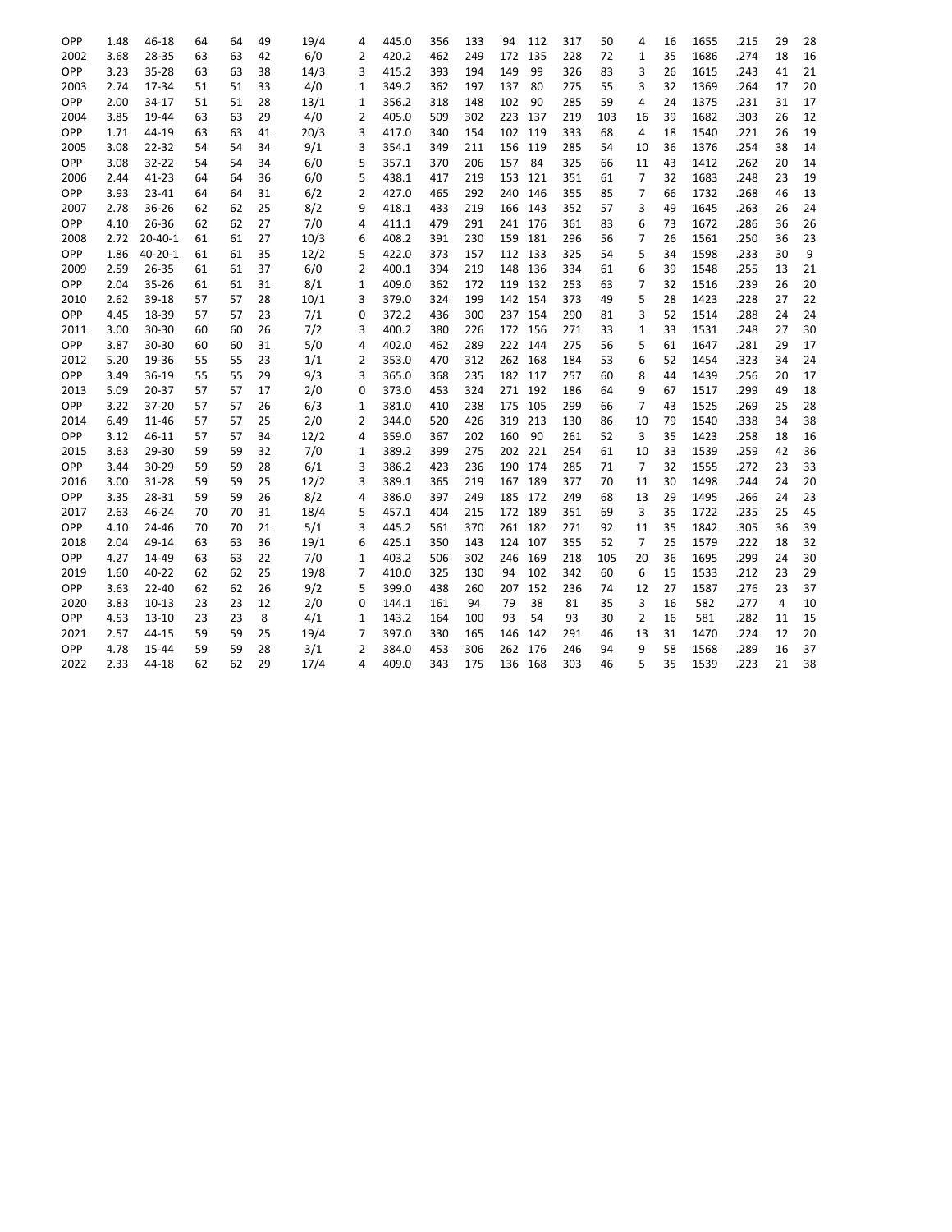| | | | | | | | | | | | | | | | | | | | | | |
|---|---|---|---|---|---|---|---|---|---|---|---|---|---|---|---|---|---|---|---|---|---|
| OPP | 1.48 | 46-18 | 64 | 64 | 49 | 19/4 | 4 | 445.0 | 356 | 133 | 94 | 112 | 317 | 50 | 4 | 16 | 1655 | .215 | 29 | 28 |
| 2002 | 3.68 | 28-35 | 63 | 63 | 42 | 6/0 | 2 | 420.2 | 462 | 249 | 172 | 135 | 228 | 72 | 1 | 35 | 1686 | .274 | 18 | 16 |
| OPP | 3.23 | 35-28 | 63 | 63 | 38 | 14/3 | 3 | 415.2 | 393 | 194 | 149 | 99 | 326 | 83 | 3 | 26 | 1615 | .243 | 41 | 21 |
| 2003 | 2.74 | 17-34 | 51 | 51 | 33 | 4/0 | 1 | 349.2 | 362 | 197 | 137 | 80 | 275 | 55 | 3 | 32 | 1369 | .264 | 17 | 20 |
| OPP | 2.00 | 34-17 | 51 | 51 | 28 | 13/1 | 1 | 356.2 | 318 | 148 | 102 | 90 | 285 | 59 | 4 | 24 | 1375 | .231 | 31 | 17 |
| 2004 | 3.85 | 19-44 | 63 | 63 | 29 | 4/0 | 2 | 405.0 | 509 | 302 | 223 | 137 | 219 | 103 | 16 | 39 | 1682 | .303 | 26 | 12 |
| OPP | 1.71 | 44-19 | 63 | 63 | 41 | 20/3 | 3 | 417.0 | 340 | 154 | 102 | 119 | 333 | 68 | 4 | 18 | 1540 | .221 | 26 | 19 |
| 2005 | 3.08 | 22-32 | 54 | 54 | 34 | 9/1 | 3 | 354.1 | 349 | 211 | 156 | 119 | 285 | 54 | 10 | 36 | 1376 | .254 | 38 | 14 |
| OPP | 3.08 | 32-22 | 54 | 54 | 34 | 6/0 | 5 | 357.1 | 370 | 206 | 157 | 84 | 325 | 66 | 11 | 43 | 1412 | .262 | 20 | 14 |
| 2006 | 2.44 | 41-23 | 64 | 64 | 36 | 6/0 | 5 | 438.1 | 417 | 219 | 153 | 121 | 351 | 61 | 7 | 32 | 1683 | .248 | 23 | 19 |
| OPP | 3.93 | 23-41 | 64 | 64 | 31 | 6/2 | 2 | 427.0 | 465 | 292 | 240 | 146 | 355 | 85 | 7 | 66 | 1732 | .268 | 46 | 13 |
| 2007 | 2.78 | 36-26 | 62 | 62 | 25 | 8/2 | 9 | 418.1 | 433 | 219 | 166 | 143 | 352 | 57 | 3 | 49 | 1645 | .263 | 26 | 24 |
| OPP | 4.10 | 26-36 | 62 | 62 | 27 | 7/0 | 4 | 411.1 | 479 | 291 | 241 | 176 | 361 | 83 | 6 | 73 | 1672 | .286 | 36 | 26 |
| 2008 | 2.72 | 20-40-1 | 61 | 61 | 27 | 10/3 | 6 | 408.2 | 391 | 230 | 159 | 181 | 296 | 56 | 7 | 26 | 1561 | .250 | 36 | 23 |
| OPP | 1.86 | 40-20-1 | 61 | 61 | 35 | 12/2 | 5 | 422.0 | 373 | 157 | 112 | 133 | 325 | 54 | 5 | 34 | 1598 | .233 | 30 | 9 |
| 2009 | 2.59 | 26-35 | 61 | 61 | 37 | 6/0 | 2 | 400.1 | 394 | 219 | 148 | 136 | 334 | 61 | 6 | 39 | 1548 | .255 | 13 | 21 |
| OPP | 2.04 | 35-26 | 61 | 61 | 31 | 8/1 | 1 | 409.0 | 362 | 172 | 119 | 132 | 253 | 63 | 7 | 32 | 1516 | .239 | 26 | 20 |
| 2010 | 2.62 | 39-18 | 57 | 57 | 28 | 10/1 | 3 | 379.0 | 324 | 199 | 142 | 154 | 373 | 49 | 5 | 28 | 1423 | .228 | 27 | 22 |
| OPP | 4.45 | 18-39 | 57 | 57 | 23 | 7/1 | 0 | 372.2 | 436 | 300 | 237 | 154 | 290 | 81 | 3 | 52 | 1514 | .288 | 24 | 24 |
| 2011 | 3.00 | 30-30 | 60 | 60 | 26 | 7/2 | 3 | 400.2 | 380 | 226 | 172 | 156 | 271 | 33 | 1 | 33 | 1531 | .248 | 27 | 30 |
| OPP | 3.87 | 30-30 | 60 | 60 | 31 | 5/0 | 4 | 402.0 | 462 | 289 | 222 | 144 | 275 | 56 | 5 | 61 | 1647 | .281 | 29 | 17 |
| 2012 | 5.20 | 19-36 | 55 | 55 | 23 | 1/1 | 2 | 353.0 | 470 | 312 | 262 | 168 | 184 | 53 | 6 | 52 | 1454 | .323 | 34 | 24 |
| OPP | 3.49 | 36-19 | 55 | 55 | 29 | 9/3 | 3 | 365.0 | 368 | 235 | 182 | 117 | 257 | 60 | 8 | 44 | 1439 | .256 | 20 | 17 |
| 2013 | 5.09 | 20-37 | 57 | 57 | 17 | 2/0 | 0 | 373.0 | 453 | 324 | 271 | 192 | 186 | 64 | 9 | 67 | 1517 | .299 | 49 | 18 |
| OPP | 3.22 | 37-20 | 57 | 57 | 26 | 6/3 | 1 | 381.0 | 410 | 238 | 175 | 105 | 299 | 66 | 7 | 43 | 1525 | .269 | 25 | 28 |
| 2014 | 6.49 | 11-46 | 57 | 57 | 25 | 2/0 | 2 | 344.0 | 520 | 426 | 319 | 213 | 130 | 86 | 10 | 79 | 1540 | .338 | 34 | 38 |
| OPP | 3.12 | 46-11 | 57 | 57 | 34 | 12/2 | 4 | 359.0 | 367 | 202 | 160 | 90 | 261 | 52 | 3 | 35 | 1423 | .258 | 18 | 16 |
| 2015 | 3.63 | 29-30 | 59 | 59 | 32 | 7/0 | 1 | 389.2 | 399 | 275 | 202 | 221 | 254 | 61 | 10 | 33 | 1539 | .259 | 42 | 36 |
| OPP | 3.44 | 30-29 | 59 | 59 | 28 | 6/1 | 3 | 386.2 | 423 | 236 | 190 | 174 | 285 | 71 | 7 | 32 | 1555 | .272 | 23 | 33 |
| 2016 | 3.00 | 31-28 | 59 | 59 | 25 | 12/2 | 3 | 389.1 | 365 | 219 | 167 | 189 | 377 | 70 | 11 | 30 | 1498 | .244 | 24 | 20 |
| OPP | 3.35 | 28-31 | 59 | 59 | 26 | 8/2 | 4 | 386.0 | 397 | 249 | 185 | 172 | 249 | 68 | 13 | 29 | 1495 | .266 | 24 | 23 |
| 2017 | 2.63 | 46-24 | 70 | 70 | 31 | 18/4 | 5 | 457.1 | 404 | 215 | 172 | 189 | 351 | 69 | 3 | 35 | 1722 | .235 | 25 | 45 |
| OPP | 4.10 | 24-46 | 70 | 70 | 21 | 5/1 | 3 | 445.2 | 561 | 370 | 261 | 182 | 271 | 92 | 11 | 35 | 1842 | .305 | 36 | 39 |
| 2018 | 2.04 | 49-14 | 63 | 63 | 36 | 19/1 | 6 | 425.1 | 350 | 143 | 124 | 107 | 355 | 52 | 7 | 25 | 1579 | .222 | 18 | 32 |
| OPP | 4.27 | 14-49 | 63 | 63 | 22 | 7/0 | 1 | 403.2 | 506 | 302 | 246 | 169 | 218 | 105 | 20 | 36 | 1695 | .299 | 24 | 30 |
| 2019 | 1.60 | 40-22 | 62 | 62 | 25 | 19/8 | 7 | 410.0 | 325 | 130 | 94 | 102 | 342 | 60 | 6 | 15 | 1533 | .212 | 23 | 29 |
| OPP | 3.63 | 22-40 | 62 | 62 | 26 | 9/2 | 5 | 399.0 | 438 | 260 | 207 | 152 | 236 | 74 | 12 | 27 | 1587 | .276 | 23 | 37 |
| 2020 | 3.83 | 10-13 | 23 | 23 | 12 | 2/0 | 0 | 144.1 | 161 | 94 | 79 | 38 | 81 | 35 | 3 | 16 | 582 | .277 | 4 | 10 |
| OPP | 4.53 | 13-10 | 23 | 23 | 8 | 4/1 | 1 | 143.2 | 164 | 100 | 93 | 54 | 93 | 30 | 2 | 16 | 581 | .282 | 11 | 15 |
| 2021 | 2.57 | 44-15 | 59 | 59 | 25 | 19/4 | 7 | 397.0 | 330 | 165 | 146 | 142 | 291 | 46 | 13 | 31 | 1470 | .224 | 12 | 20 |
| OPP | 4.78 | 15-44 | 59 | 59 | 28 | 3/1 | 2 | 384.0 | 453 | 306 | 262 | 176 | 246 | 94 | 9 | 58 | 1568 | .289 | 16 | 37 |
| 2022 | 2.33 | 44-18 | 62 | 62 | 29 | 17/4 | 4 | 409.0 | 343 | 175 | 136 | 168 | 303 | 46 | 5 | 35 | 1539 | .223 | 21 | 38 |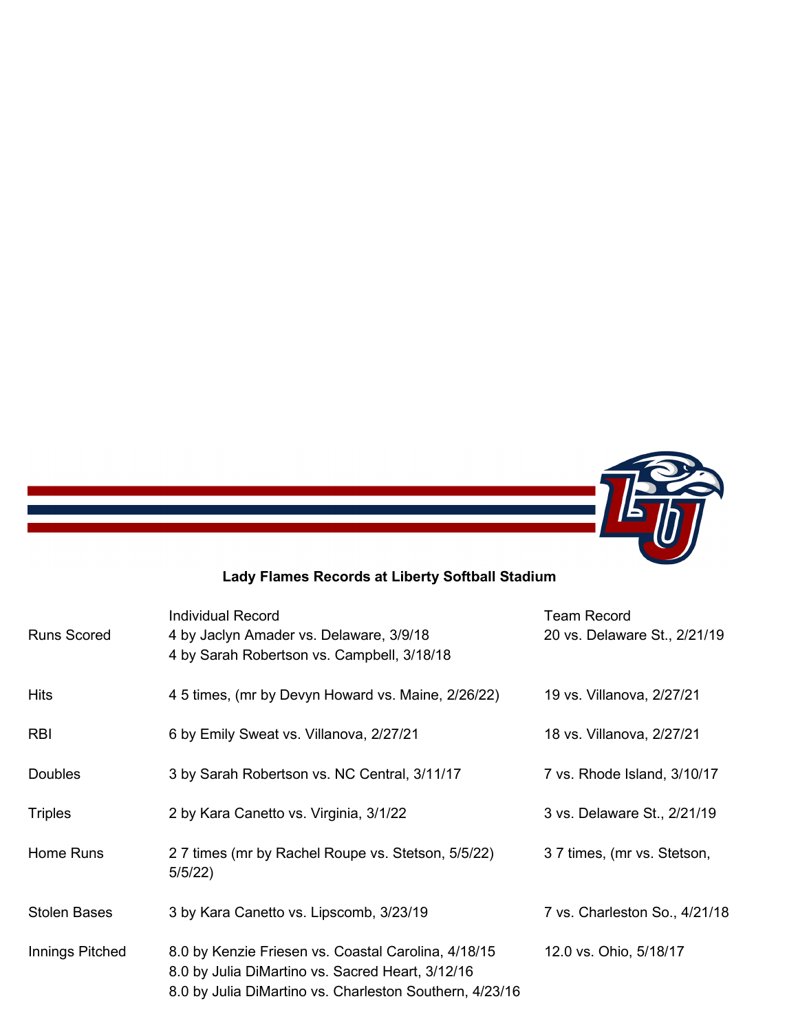**Lady Flames Records at Liberty Softball Stadium**

| | Individual Record | Team Record |
|---|---|---|
| Runs Scored | 4 by Jaclyn Amader vs. Delaware, 3/9/18<br>4 by Sarah Robertson vs. Campbell, 3/18/18 | 20 vs. Delaware St., 2/21/19 |
| Hits | 4 5 times, (mr by Devyn Howard vs. Maine, 2/26/22) | 19 vs. Villanova, 2/27/21 |
| RBI | 6 by Emily Sweat vs. Villanova, 2/27/21 | 18 vs. Villanova, 2/27/21 |
| Doubles | 3 by Sarah Robertson vs. NC Central, 3/11/17 | 7 vs. Rhode Island, 3/10/17 |
| Triples | 2 by Kara Canetto vs. Virginia, 3/1/22 | 3 vs. Delaware St., 2/21/19 |
| Home Runs | 2 7 times (mr by Rachel Roupe vs. Stetson, 5/5/22) | 3 7 times, (mr vs. Stetson, 5/5/22) |
| Stolen Bases | 3 by Kara Canetto vs. Lipscomb, 3/23/19 | 7 vs. Charleston So., 4/21/18 |
| Innings Pitched | 8.0 by Kenzie Friesen vs. Coastal Carolina, 4/18/15<br>8.0 by Julia DiMartino vs. Sacred Heart, 3/12/16<br>8.0 by Julia DiMartino vs. Charleston Southern, 4/23/16 | 12.0 vs. Ohio, 5/18/17 |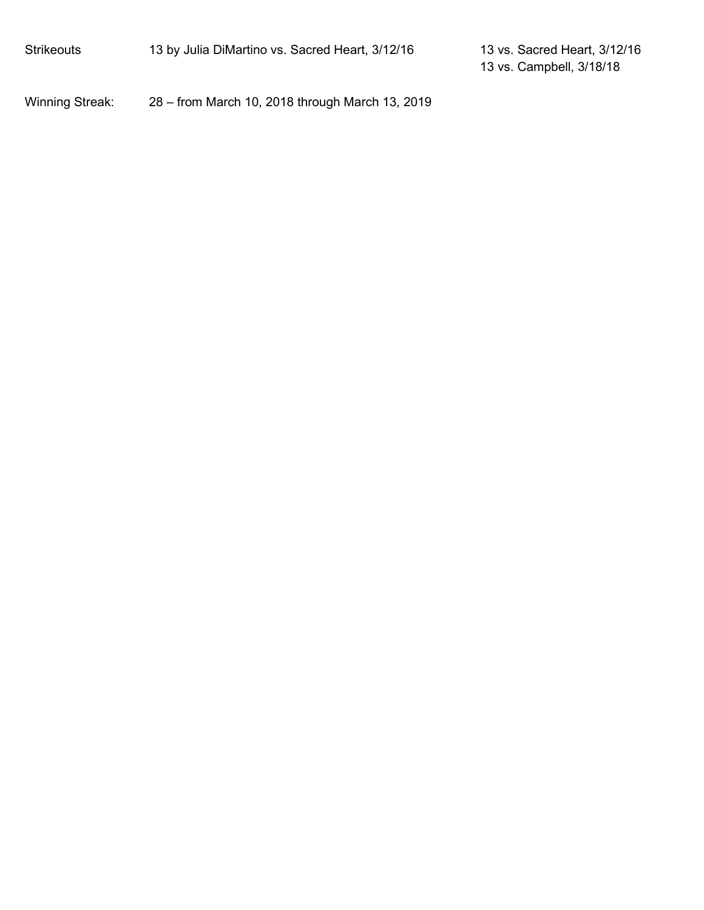| | | |
|---|---|---|
| Strikeouts | 13 by Julia DiMartino vs. Sacred Heart, 3/12/16 | 13 vs. Sacred Heart, 3/12/16<br>13 vs. Campbell, 3/18/18 |
| Winning Streak: | 28 – from March 10, 2018 through March 13, 2019 | |